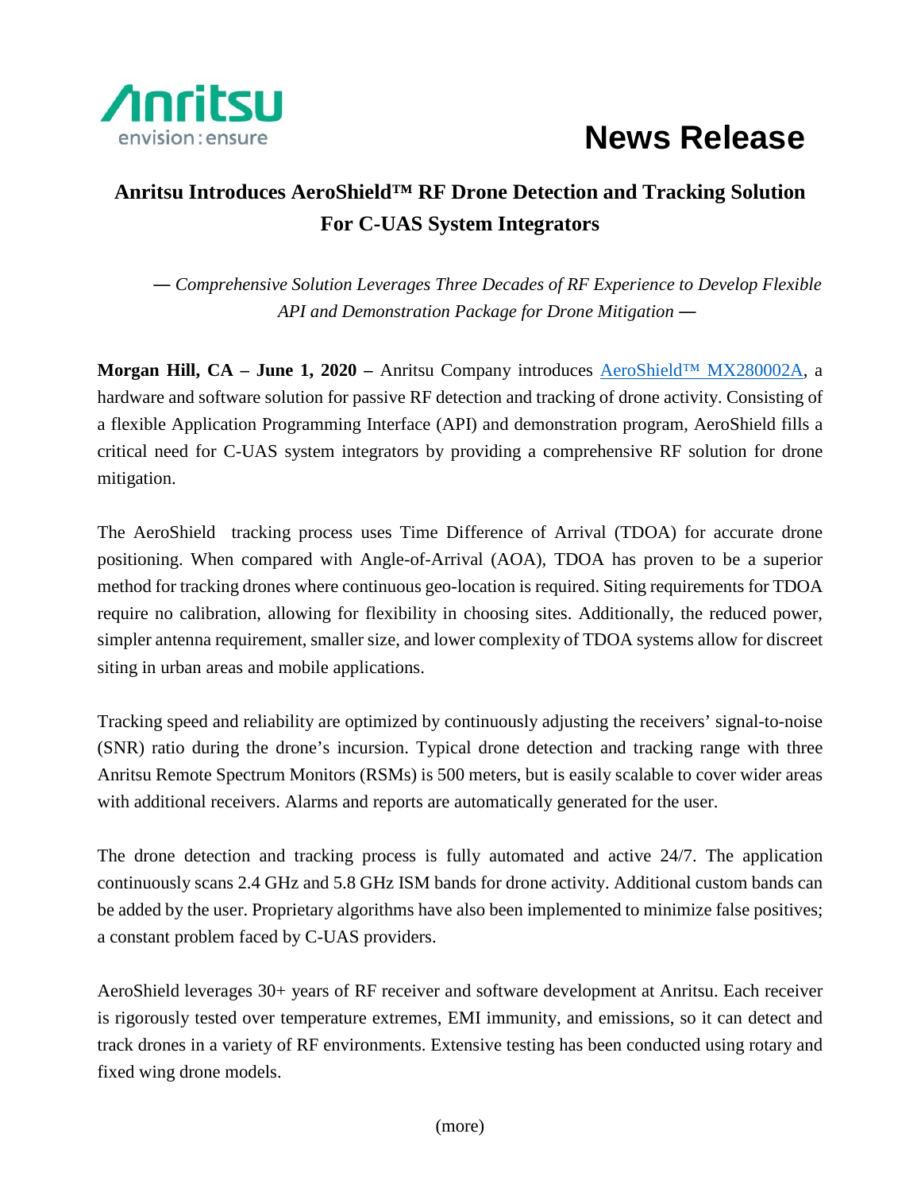Anritsu
envision : ensure

# News Release

## Anritsu Introduces AeroShield™ RF Drone Detection and Tracking Solution For C-UAS System Integrators

*— Comprehensive Solution Leverages Three Decades of RF Experience to Develop Flexible API and Demonstration Package for Drone Mitigation —*

**Morgan Hill, CA – June 1, 2020 –** Anritsu Company introduces AeroShield™ MX280002A, a hardware and software solution for passive RF detection and tracking of drone activity. Consisting of a flexible Application Programming Interface (API) and demonstration program, AeroShield fills a critical need for C-UAS system integrators by providing a comprehensive RF solution for drone mitigation.

The AeroShield tracking process uses Time Difference of Arrival (TDOA) for accurate drone positioning. When compared with Angle-of-Arrival (AOA), TDOA has proven to be a superior method for tracking drones where continuous geo-location is required. Siting requirements for TDOA require no calibration, allowing for flexibility in choosing sites. Additionally, the reduced power, simpler antenna requirement, smaller size, and lower complexity of TDOA systems allow for discreet siting in urban areas and mobile applications.

Tracking speed and reliability are optimized by continuously adjusting the receivers' signal-to-noise (SNR) ratio during the drone's incursion. Typical drone detection and tracking range with three Anritsu Remote Spectrum Monitors (RSMs) is 500 meters, but is easily scalable to cover wider areas with additional receivers. Alarms and reports are automatically generated for the user.

The drone detection and tracking process is fully automated and active 24/7. The application continuously scans 2.4 GHz and 5.8 GHz ISM bands for drone activity. Additional custom bands can be added by the user. Proprietary algorithms have also been implemented to minimize false positives; a constant problem faced by C-UAS providers.

AeroShield leverages 30+ years of RF receiver and software development at Anritsu. Each receiver is rigorously tested over temperature extremes, EMI immunity, and emissions, so it can detect and track drones in a variety of RF environments. Extensive testing has been conducted using rotary and fixed wing drone models.

(more)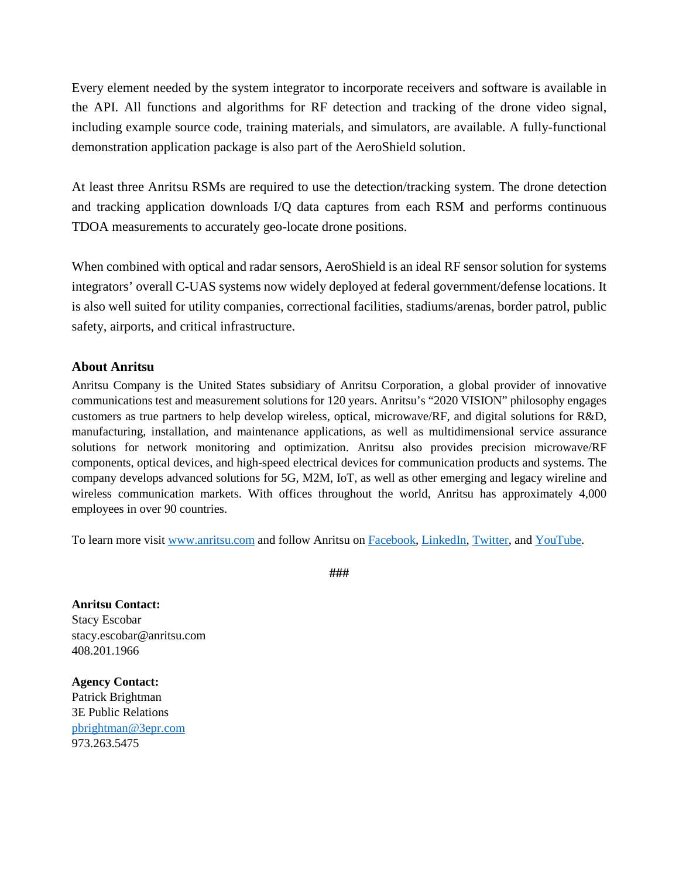Every element needed by the system integrator to incorporate receivers and software is available in the API. All functions and algorithms for RF detection and tracking of the drone video signal, including example source code, training materials, and simulators, are available. A fully-functional demonstration application package is also part of the AeroShield solution.

At least three Anritsu RSMs are required to use the detection/tracking system. The drone detection and tracking application downloads I/Q data captures from each RSM and performs continuous TDOA measurements to accurately geo-locate drone positions.

When combined with optical and radar sensors, AeroShield is an ideal RF sensor solution for systems integrators' overall C-UAS systems now widely deployed at federal government/defense locations. It is also well suited for utility companies, correctional facilities, stadiums/arenas, border patrol, public safety, airports, and critical infrastructure.

**About Anritsu**

Anritsu Company is the United States subsidiary of Anritsu Corporation, a global provider of innovative communications test and measurement solutions for 120 years. Anritsu's "2020 VISION" philosophy engages customers as true partners to help develop wireless, optical, microwave/RF, and digital solutions for R&D, manufacturing, installation, and maintenance applications, as well as multidimensional service assurance solutions for network monitoring and optimization. Anritsu also provides precision microwave/RF components, optical devices, and high-speed electrical devices for communication products and systems. The company develops advanced solutions for 5G, M2M, IoT, as well as other emerging and legacy wireline and wireless communication markets. With offices throughout the world, Anritsu has approximately 4,000 employees in over 90 countries.

To learn more visit www.anritsu.com and follow Anritsu on Facebook, LinkedIn, Twitter, and YouTube.

###

**Anritsu Contact:**
Stacy Escobar
stacy.escobar@anritsu.com
408.201.1966

**Agency Contact:**
Patrick Brightman
3E Public Relations
pbrightman@3epr.com
973.263.5475